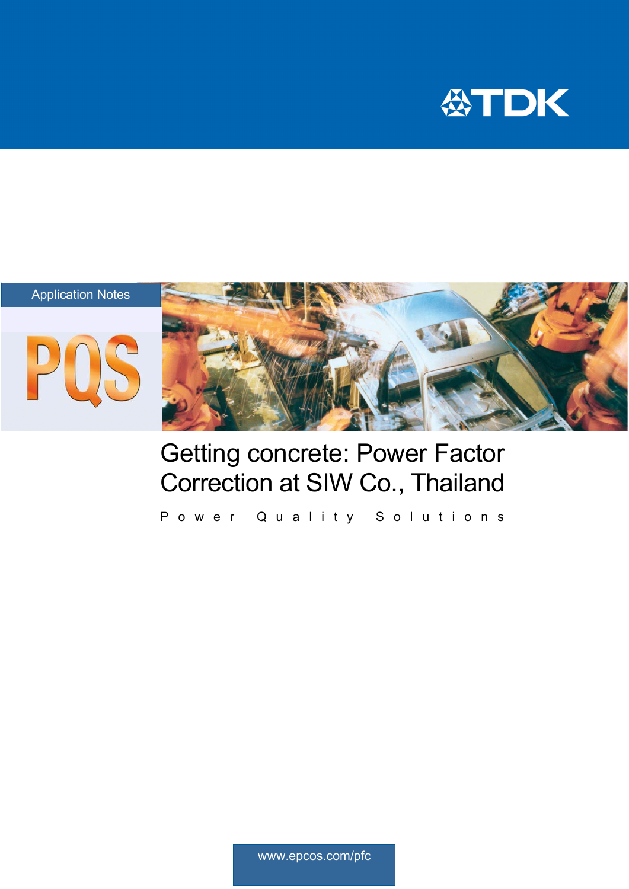TDK

Application Notes

PQS

# Getting concrete: Power Factor Correction at SIW Co., Thailand

Power Quality Solutions

www.epcos.com/pfc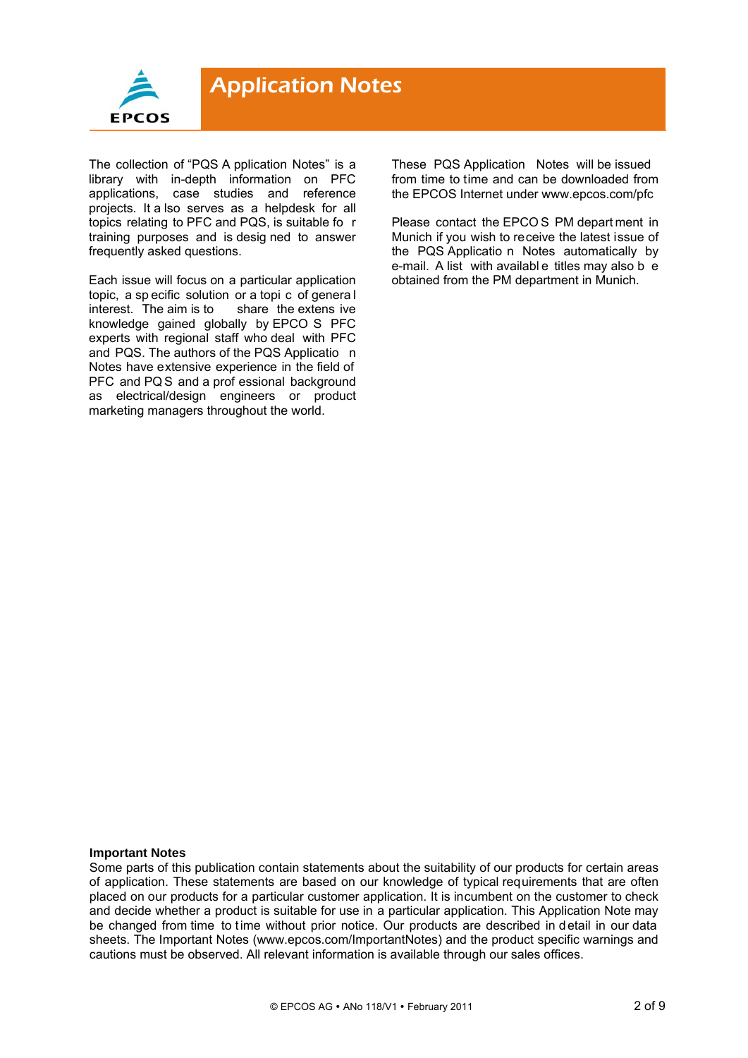# Application Notes

The collection of "PQS Application Notes" is a library with in-depth information on PFC applications, case studies and reference projects. It also serves as a helpdesk for all topics relating to PFC and PQS, is suitable for training purposes and is designed to answer frequently asked questions.

Each issue will focus on a particular application topic, a specific solution or a topic of general interest. The aim is to share the extensive knowledge gained globally by EPCOS PFC experts with regional staff who deal with PFC and PQS. The authors of the PQS Application Notes have extensive experience in the field of PFC and PQS and a professional background as electrical/design engineers or product marketing managers throughout the world.

These PQS Application Notes will be issued from time to time and can be downloaded from the EPCOS Internet under www.epcos.com/pfc

Please contact the EPCOS PM department in Munich if you wish to receive the latest issue of the PQS Application Notes automatically by e-mail. A list with available titles may also be obtained from the PM department in Munich.

**Important Notes**

Some parts of this publication contain statements about the suitability of our products for certain areas of application. These statements are based on our knowledge of typical requirements that are often placed on our products for a particular customer application. It is incumbent on the customer to check and decide whether a product is suitable for use in a particular application. This Application Note may be changed from time to time without prior notice. Our products are described in detail in our data sheets. The Important Notes (www.epcos.com/ImportantNotes) and the product specific warnings and cautions must be observed. All relevant information is available through our sales offices.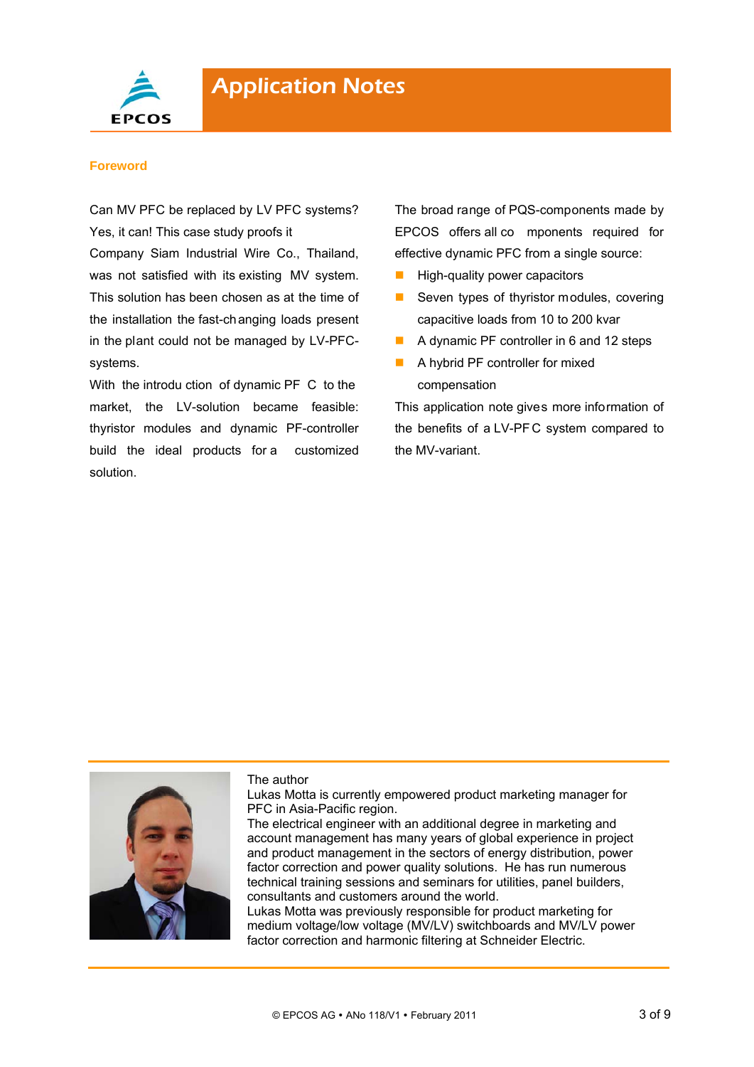## Foreword

Can MV PFC be replaced by LV PFC systems? Yes, it can! This case study proofs it

Company Siam Industrial Wire Co., Thailand, was not satisfied with its existing MV system. This solution has been chosen as at the time of the installation the fast-changing loads present in the plant could not be managed by LV-PFC-systems.

With the introduction of dynamic PFC to the market, the LV-solution became feasible: thyristor modules and dynamic PF-controller build the ideal products for a customized solution.

The broad range of PQS-components made by EPCOS offers all components required for effective dynamic PFC from a single source:

- High-quality power capacitors
- Seven types of thyristor modules, covering capacitive loads from 10 to 200 kvar
- A dynamic PF controller in 6 and 12 steps
- A hybrid PF controller for mixed compensation

This application note gives more information of the benefits of a LV-PFC system compared to the MV-variant.

The author

Lukas Motta is currently empowered product marketing manager for PFC in Asia-Pacific region.

The electrical engineer with an additional degree in marketing and account management has many years of global experience in project and product management in the sectors of energy distribution, power factor correction and power quality solutions. He has run numerous technical training sessions and seminars for utilities, panel builders, consultants and customers around the world.

Lukas Motta was previously responsible for product marketing for medium voltage/low voltage (MV/LV) switchboards and MV/LV power factor correction and harmonic filtering at Schneider Electric.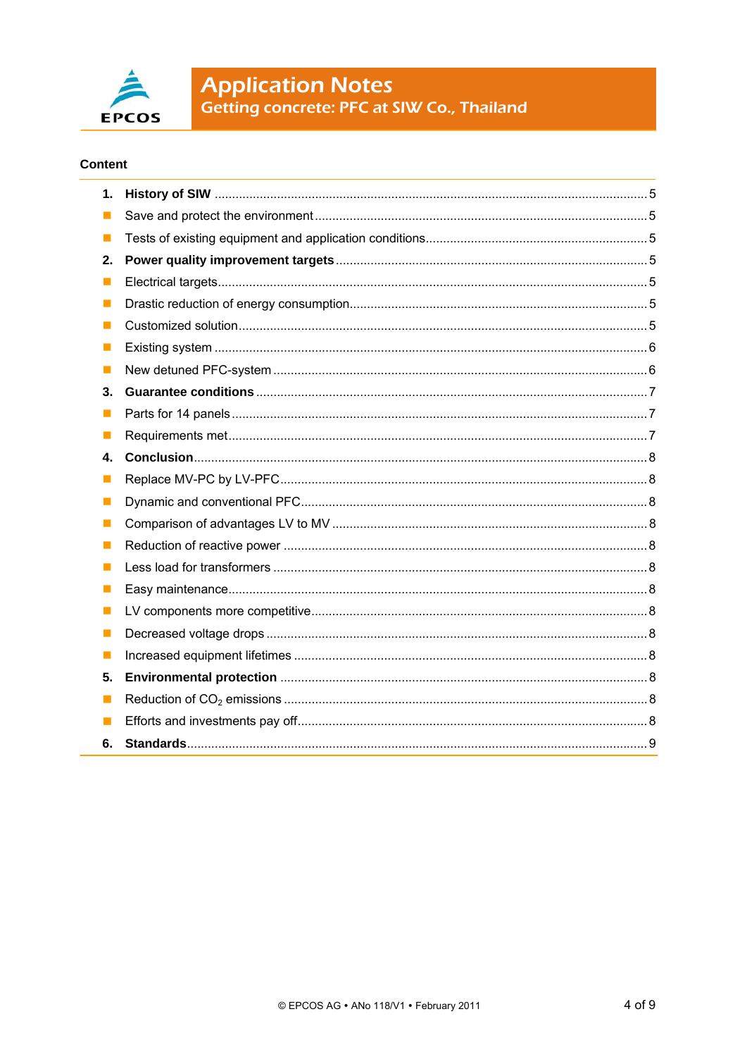## Content

| | | |
|---|---|---|
| 1. | **History of SIW** | 5 |
| ■ | Save and protect the environment | 5 |
| ■ | Tests of existing equipment and application conditions | 5 |
| 2. | **Power quality improvement targets** | 5 |
| ■ | Electrical targets | 5 |
| ■ | Drastic reduction of energy consumption | 5 |
| ■ | Customized solution | 5 |
| ■ | Existing system | 6 |
| ■ | New detuned PFC-system | 6 |
| 3. | **Guarantee conditions** | 7 |
| ■ | Parts for 14 panels | 7 |
| ■ | Requirements met | 7 |
| 4. | **Conclusion** | 8 |
| ■ | Replace MV-PC by LV-PFC | 8 |
| ■ | Dynamic and conventional PFC | 8 |
| ■ | Comparison of advantages LV to MV | 8 |
| ■ | Reduction of reactive power | 8 |
| ■ | Less load for transformers | 8 |
| ■ | Easy maintenance | 8 |
| ■ | LV components more competitive | 8 |
| ■ | Decreased voltage drops | 8 |
| ■ | Increased equipment lifetimes | 8 |
| 5. | **Environmental protection** | 8 |
| ■ | Reduction of $CO_2$ emissions | 8 |
| ■ | Efforts and investments pay off | 8 |
| 6. | **Standards** | 9 |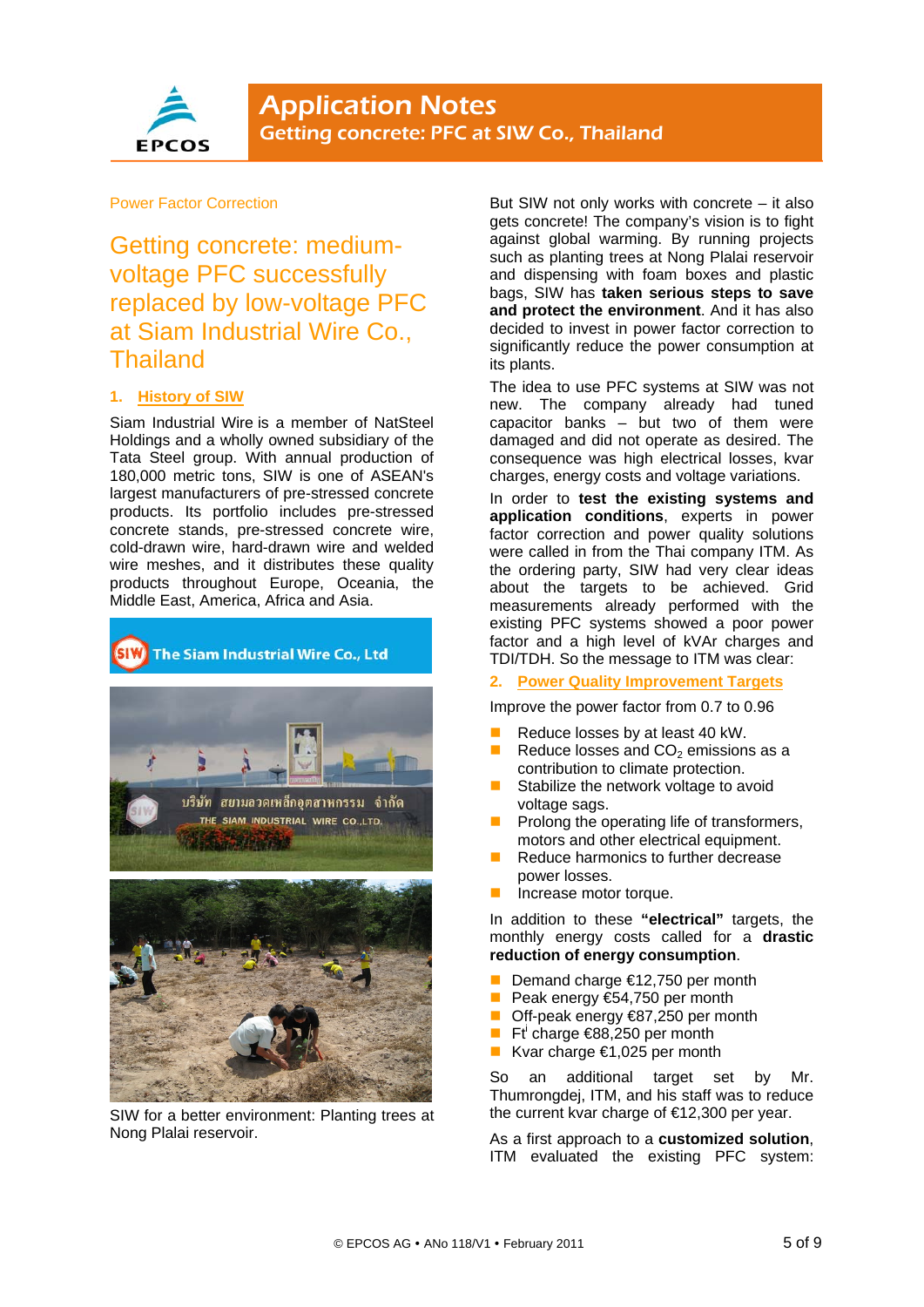Power Factor Correction

# Getting concrete: medium-voltage PFC successfully replaced by low-voltage PFC at Siam Industrial Wire Co., Thailand

## 1. History of SIW

Siam Industrial Wire is a member of NatSteel Holdings and a wholly owned subsidiary of the Tata Steel group. With annual production of 180,000 metric tons, SIW is one of ASEAN's largest manufacturers of pre-stressed concrete products. Its portfolio includes pre-stressed concrete stands, pre-stressed concrete wire, cold-drawn wire, hard-drawn wire and welded wire meshes, and it distributes these quality products throughout Europe, Oceania, the Middle East, America, Africa and Asia.

SIW for a better environment: Planting trees at Nong Plalai reservoir.

But SIW not only works with concrete – it also gets concrete! The company's vision is to fight against global warming. By running projects such as planting trees at Nong Plalai reservoir and dispensing with foam boxes and plastic bags, SIW has **taken serious steps to save and protect the environment**. And it has also decided to invest in power factor correction to significantly reduce the power consumption at its plants.

The idea to use PFC systems at SIW was not new. The company already had tuned capacitor banks – but two of them were damaged and did not operate as desired. The consequence was high electrical losses, kvar charges, energy costs and voltage variations.

In order to **test the existing systems and application conditions**, experts in power factor correction and power quality solutions were called in from the Thai company ITM. As the ordering party, SIW had very clear ideas about the targets to be achieved. Grid measurements already performed with the existing PFC systems showed a poor power factor and a high level of kVAr charges and TDI/TDH. So the message to ITM was clear:

## 2. Power Quality Improvement Targets

Improve the power factor from 0.7 to 0.96

- Reduce losses by at least 40 kW.
- Reduce losses and $CO_2$ emissions as a contribution to climate protection.
- Stabilize the network voltage to avoid voltage sags.
- Prolong the operating life of transformers, motors and other electrical equipment.
- Reduce harmonics to further decrease power losses.
- Increase motor torque.

In addition to these **"electrical"** targets, the monthly energy costs called for a **drastic reduction of energy consumption**.

- Demand charge €12,750 per month
- Peak energy €54,750 per month
- Off-peak energy €87,250 per month
- Ft[i] charge €88,250 per month
- Kvar charge €1,025 per month

So an additional target set by Mr. Thumrongdej, ITM, and his staff was to reduce the current kvar charge of €12,300 per year.

As a first approach to a **customized solution**, ITM evaluated the existing PFC system: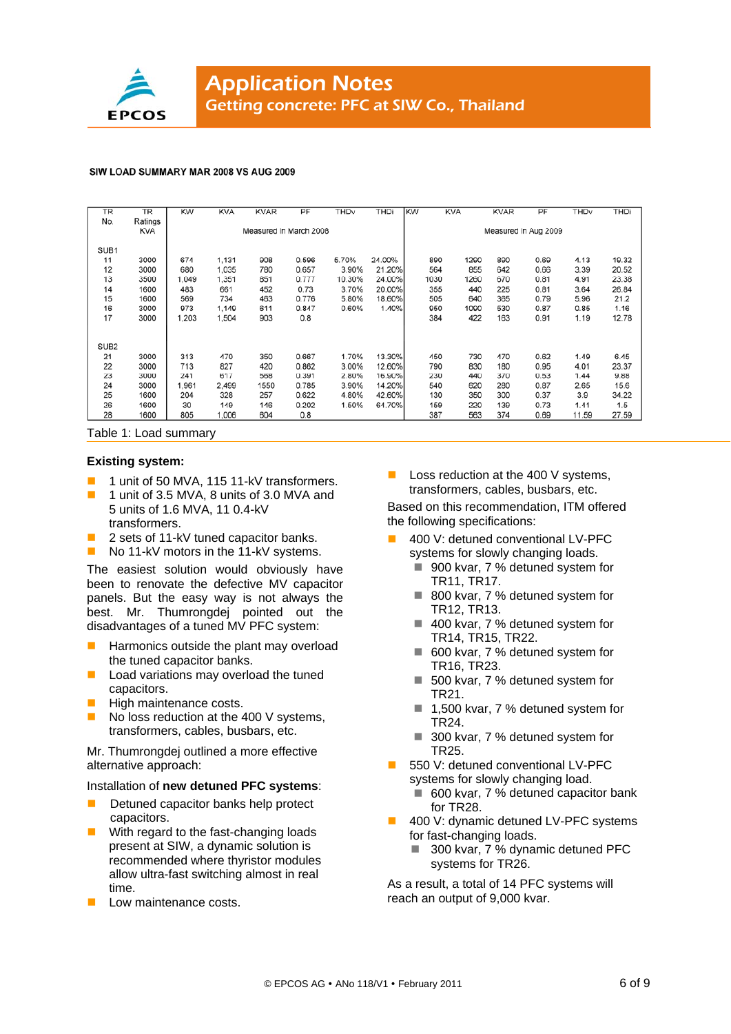SIW LOAD SUMMARY MAR 2008 VS AUG 2009

| TR No. | TR Ratings KVA | KW | KVA | KVAR | PF | THDv | THDi | KW | KVA | KVAR | PF | THDv | THDi |
|---|---|---|---|---|---|---|---|---|---|---|---|---|---|
| | | Measured in March 2008 | | | | | | Measured in Aug 2009 | | | | | |
| SUB1 | | | | | | | | | | | | | |
| 11 | 3000 | 674 | 1,131 | 908 | 0.596 | 5.70% | 24.00% | 890 | 1290 | 890 | 0.69 | 4.13 | 19.32 |
| 12 | 3000 | 680 | 1,035 | 780 | 0.657 | 3.90% | 21.20% | 564 | 855 | 642 | 0.66 | 3.39 | 20.52 |
| 13 | 3500 | 1,049 | 1,351 | 851 | 0.777 | 10.30% | 24.00% | 1030 | 1260 | 670 | 0.81 | 4.91 | 23.38 |
| 14 | 1600 | 483 | 661 | 452 | 0.73 | 3.70% | 20.00% | 355 | 440 | 225 | 0.81 | 3.64 | 26.84 |
| 15 | 1600 | 569 | 734 | 463 | 0.776 | 5.80% | 18.60% | 505 | 640 | 365 | 0.79 | 5.96 | 21.2 |
| 16 | 3000 | 973 | 1,149 | 611 | 0.847 | 0.60% | 1.40% | 950 | 1090 | 530 | 0.87 | 0.85 | 1.16 |
| 17 | 3000 | 1,203 | 1,504 | 903 | 0.8 | | | 384 | 422 | 163 | 0.91 | 1.19 | 12.78 |
| SUB2 | | | | | | | | | | | | | |
| 21 | 3000 | 313 | 470 | 350 | 0.667 | 1.70% | 13.30% | 450 | 730 | 470 | 0.62 | 1.49 | 6.45 |
| 22 | 3000 | 713 | 827 | 420 | 0.862 | 3.00% | 12.60% | 790 | 830 | 180 | 0.95 | 4.01 | 23.37 |
| 23 | 3000 | 241 | 617 | 568 | 0.391 | 2.80% | 16.90% | 230 | 440 | 370 | 0.53 | 1.44 | 9.88 |
| 24 | 3000 | 1,961 | 2,499 | 1550 | 0.785 | 3.90% | 14.20% | 540 | 620 | 280 | 0.87 | 2.65 | 15.6 |
| 25 | 1600 | 204 | 328 | 257 | 0.622 | 4.80% | 42.60% | 130 | 350 | 300 | 0.37 | 3.9 | 34.22 |
| 26 | 1600 | 30 | 149 | 146 | 0.202 | 1.60% | 64.70% | 169 | 220 | 139 | 0.73 | 1.41 | 1.5 |
| 28 | 1600 | 805 | 1,006 | 604 | 0.8 | | | 387 | 563 | 374 | 0.69 | 11.59 | 27.59 |

Table 1: Load summary

**Existing system:**

- 1 unit of 50 MVA, 115 11-kV transformers.
- 1 unit of 3.5 MVA, 8 units of 3.0 MVA and 5 units of 1.6 MVA, 11 0.4-kV transformers.
- 2 sets of 11-kV tuned capacitor banks.
- No 11-kV motors in the 11-kV systems.

The easiest solution would obviously have been to renovate the defective MV capacitor panels. But the easy way is not always the best. Mr. Thumrongdej pointed out the disadvantages of a tuned MV PFC system:

- Harmonics outside the plant may overload the tuned capacitor banks.
- Load variations may overload the tuned capacitors.
- High maintenance costs.
- No loss reduction at the 400 V systems, transformers, cables, busbars, etc.

Mr. Thumrongdej outlined a more effective alternative approach:

Installation of **new detuned PFC systems**:

- Detuned capacitor banks help protect capacitors.
- With regard to the fast-changing loads present at SIW, a dynamic solution is recommended where thyristor modules allow ultra-fast switching almost in real time.
- Low maintenance costs.
- Loss reduction at the 400 V systems, transformers, cables, busbars, etc.

Based on this recommendation, ITM offered the following specifications:

- 400 V: detuned conventional LV-PFC systems for slowly changing loads.
  - 900 kvar, 7 % detuned system for TR11, TR17.
  - 800 kvar, 7 % detuned system for TR12, TR13.
  - 400 kvar, 7 % detuned system for TR14, TR15, TR22.
  - 600 kvar, 7 % detuned system for TR16, TR23.
  - 500 kvar, 7 % detuned system for TR21.
  - 1,500 kvar, 7 % detuned system for TR24.
  - 300 kvar, 7 % detuned system for TR25.
- 550 V: detuned conventional LV-PFC systems for slowly changing load.
  - 600 kvar, 7 % detuned capacitor bank for TR28.
- 400 V: dynamic detuned LV-PFC systems for fast-changing loads.
  - 300 kvar, 7 % dynamic detuned PFC systems for TR26.

As a result, a total of 14 PFC systems will reach an output of 9,000 kvar.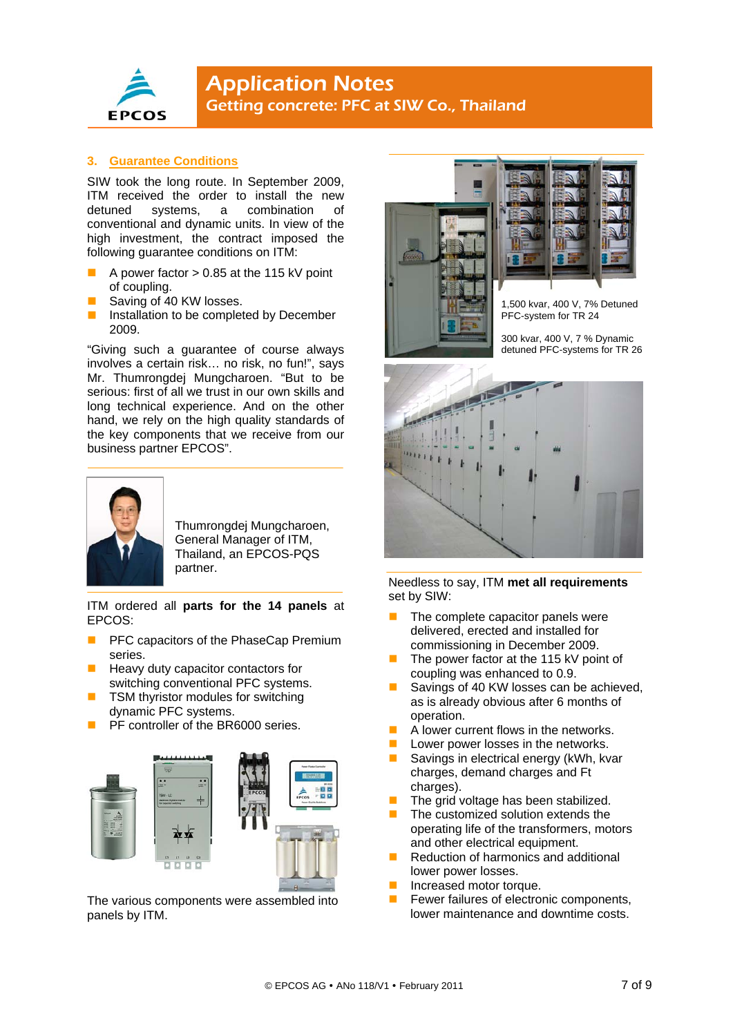## 3. Guarantee Conditions

SIW took the long route. In September 2009, ITM received the order to install the new detuned systems, a combination of conventional and dynamic units. In view of the high investment, the contract imposed the following guarantee conditions on ITM:

- A power factor > 0.85 at the 115 kV point of coupling.
- Saving of 40 KW losses.
- Installation to be completed by December 2009.

"Giving such a guarantee of course always involves a certain risk… no risk, no fun!", says Mr. Thumrongdej Mungcharoen. "But to be serious: first of all we trust in our own skills and long technical experience. And on the other hand, we rely on the high quality standards of the key components that we receive from our business partner EPCOS".

Thumrongdej Mungcharoen, General Manager of ITM, Thailand, an EPCOS-PQS partner.

ITM ordered all **parts for the 14 panels** at EPCOS:

- PFC capacitors of the PhaseCap Premium series.
- Heavy duty capacitor contactors for switching conventional PFC systems.
- TSM thyristor modules for switching dynamic PFC systems.
- PF controller of the BR6000 series.

The various components were assembled into panels by ITM.

1,500 kvar, 400 V, 7% Detuned PFC-system for TR 24

300 kvar, 400 V, 7 % Dynamic detuned PFC-systems for TR 26

Needless to say, ITM **met all requirements** set by SIW:

- The complete capacitor panels were delivered, erected and installed for commissioning in December 2009.
- The power factor at the 115 kV point of coupling was enhanced to 0.9.
- Savings of 40 KW losses can be achieved, as is already obvious after 6 months of operation.
- A lower current flows in the networks.
- Lower power losses in the networks.
- Savings in electrical energy (kWh, kvar charges, demand charges and Ft charges).
- The grid voltage has been stabilized.
- The customized solution extends the operating life of the transformers, motors and other electrical equipment.
- Reduction of harmonics and additional lower power losses.
- Increased motor torque.
- Fewer failures of electronic components, lower maintenance and downtime costs.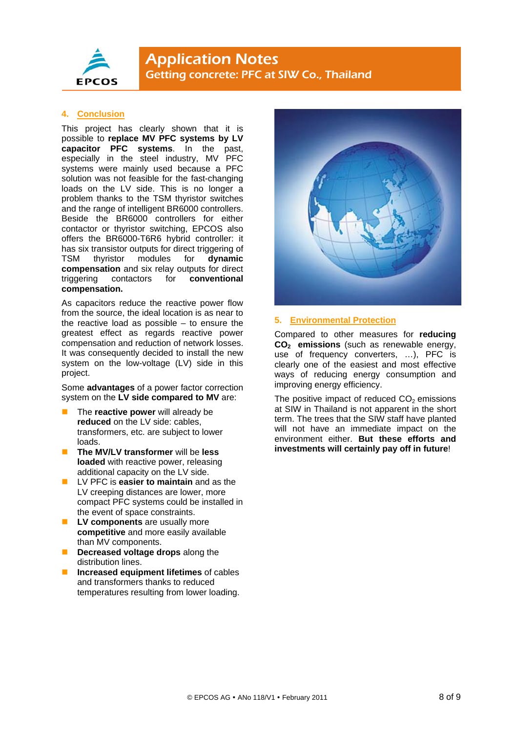## 4. Conclusion

This project has clearly shown that it is possible to **replace MV PFC systems by LV capacitor PFC systems**. In the past, especially in the steel industry, MV PFC systems were mainly used because a PFC solution was not feasible for the fast-changing loads on the LV side. This is no longer a problem thanks to the TSM thyristor switches and the range of intelligent BR6000 controllers. Beside the BR6000 controllers for either contactor or thyristor switching, EPCOS also offers the BR6000-T6R6 hybrid controller: it has six transistor outputs for direct triggering of TSM thyristor modules for **dynamic compensation** and six relay outputs for direct triggering contactors for **conventional compensation.**

As capacitors reduce the reactive power flow from the source, the ideal location is as near to the reactive load as possible – to ensure the greatest effect as regards reactive power compensation and reduction of network losses. It was consequently decided to install the new system on the low-voltage (LV) side in this project.

Some **advantages** of a power factor correction system on the **LV side compared to MV** are:

- The **reactive power** will already be **reduced** on the LV side: cables, transformers, etc. are subject to lower loads.
- **The MV/LV transformer** will be **less loaded** with reactive power, releasing additional capacity on the LV side.
- LV PFC is **easier to maintain** and as the LV creeping distances are lower, more compact PFC systems could be installed in the event of space constraints.
- **LV components** are usually more **competitive** and more easily available than MV components.
- **Decreased voltage drops** along the distribution lines.
- **Increased equipment lifetimes** of cables and transformers thanks to reduced temperatures resulting from lower loading.

## 5. Environmental Protection

Compared to other measures for **reducing $CO_2$ emissions** (such as renewable energy, use of frequency converters, …), PFC is clearly one of the easiest and most effective ways of reducing energy consumption and improving energy efficiency.

The positive impact of reduced $CO_2$ emissions at SIW in Thailand is not apparent in the short term. The trees that the SIW staff have planted will not have an immediate impact on the environment either. **But these efforts and investments will certainly pay off in future**!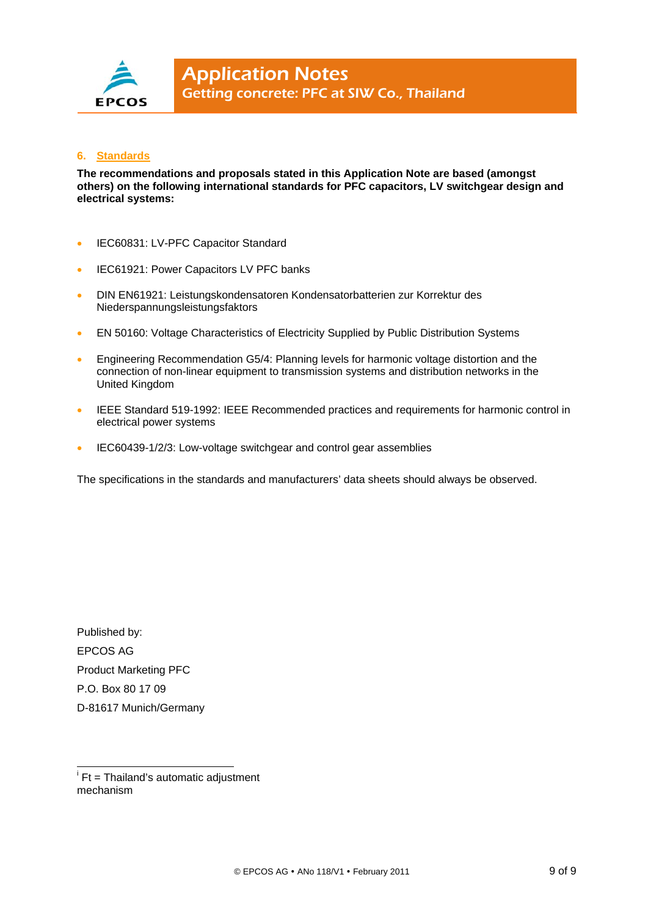## 6. Standards

**The recommendations and proposals stated in this Application Note are based (amongst others) on the following international standards for PFC capacitors, LV switchgear design and electrical systems:**

- IEC60831: LV-PFC Capacitor Standard
- IEC61921: Power Capacitors LV PFC banks
- DIN EN61921: Leistungskondensatoren Kondensatorbatterien zur Korrektur des Niederspannungsleistungsfaktors
- EN 50160: Voltage Characteristics of Electricity Supplied by Public Distribution Systems
- Engineering Recommendation G5/4: Planning levels for harmonic voltage distortion and the connection of non-linear equipment to transmission systems and distribution networks in the United Kingdom
- IEEE Standard 519-1992: IEEE Recommended practices and requirements for harmonic control in electrical power systems
- IEC60439-1/2/3: Low-voltage switchgear and control gear assemblies

The specifications in the standards and manufacturers' data sheets should always be observed.

Published by:
EPCOS AG
Product Marketing PFC
P.O. Box 80 17 09
D-81617 Munich/Germany

[i] Ft = Thailand's automatic adjustment mechanism